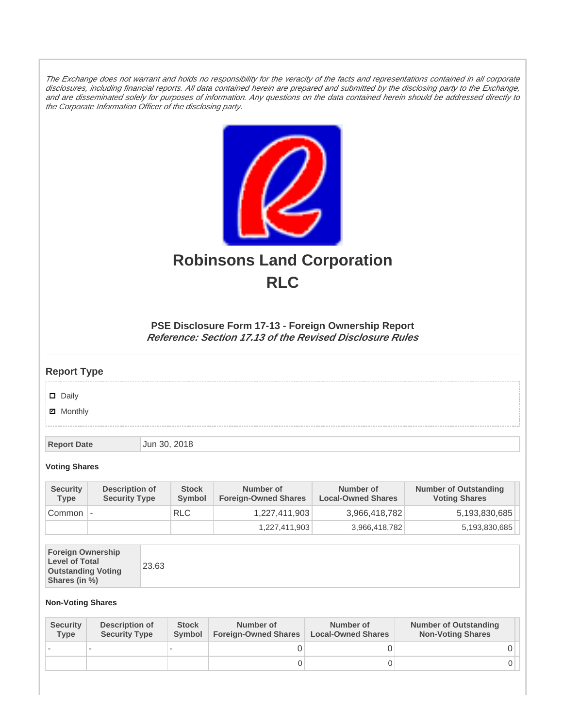*The Exchange does not warrant and holds no responsibility for the veracity of the facts and representations contained in all corporate disclosures, including financial reports. All data contained herein are prepared and submitted by the disclosing party to the Exchange, and are disseminated solely for purposes of information. Any questions on the data contained herein should be addressed directly to the Corporate Information Officer of the disclosing party.*

# Robinsons Land Corporation

# RLC

### PSE Disclosure Form 17-13 - Foreign Ownership Report

***Reference: Section 17.13 of the Revised Disclosure Rules***

## Report Type

- ☐ Daily
- ☑ Monthly

| Report Date | Jun 30, 2018 |
|---|---|

**Voting Shares**

| Security Type | Description of Security Type | Stock Symbol | Number of Foreign-Owned Shares | Number of Local-Owned Shares | Number of Outstanding Voting Shares |
|---|---|---|---|---|---|
| Common | - | RLC | 1,227,411,903 | 3,966,418,782 | 5,193,830,685 |
| | | | 1,227,411,903 | 3,966,418,782 | 5,193,830,685 |

| Foreign Ownership Level of Total Outstanding Voting Shares (in %) | 23.63 |
|---|---|

**Non-Voting Shares**

| Security Type | Description of Security Type | Stock Symbol | Number of Foreign-Owned Shares | Number of Local-Owned Shares | Number of Outstanding Non-Voting Shares |
|---|---|---|---|---|---|
| - | - | - | 0 | 0 | 0 |
| | | | 0 | 0 | 0 |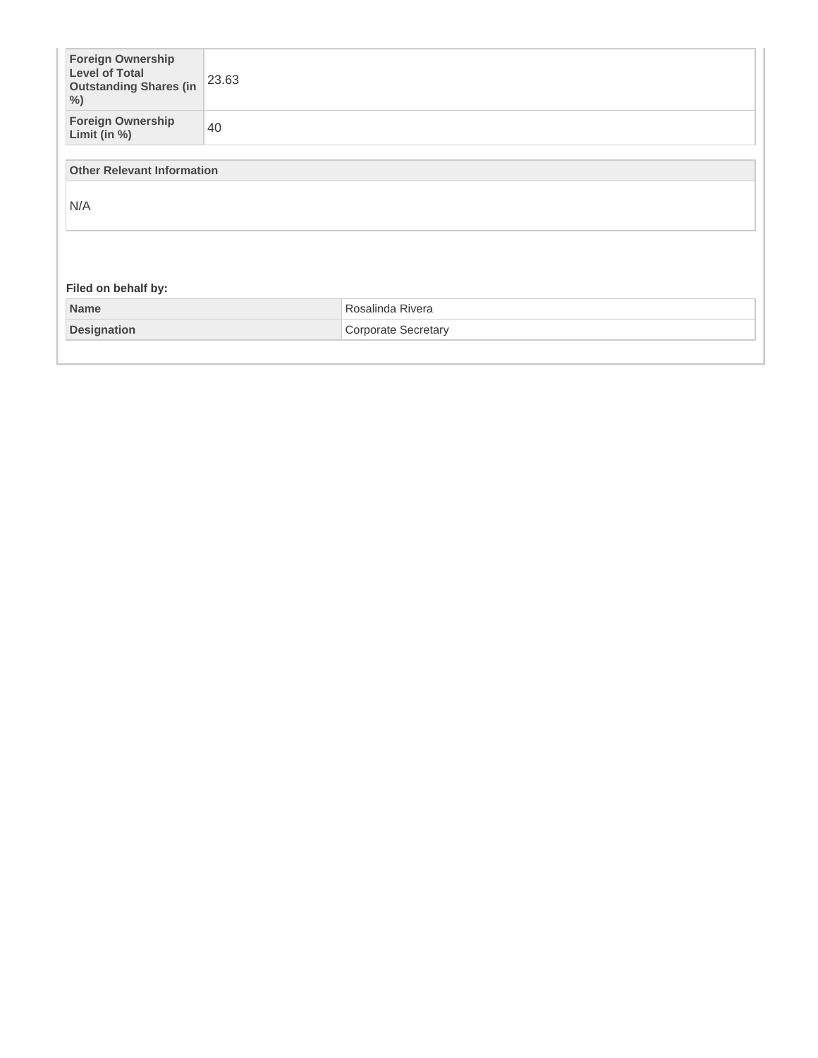| | |
|---|---|
| **Foreign Ownership Level of Total Outstanding Shares (in %)** | 23.63 |
| **Foreign Ownership Limit (in %)** | 40 |

| **Other Relevant Information** |
|---|
| N/A |

**Filed on behalf by:**

| | |
|---|---|
| **Name** | Rosalinda Rivera |
| **Designation** | Corporate Secretary |